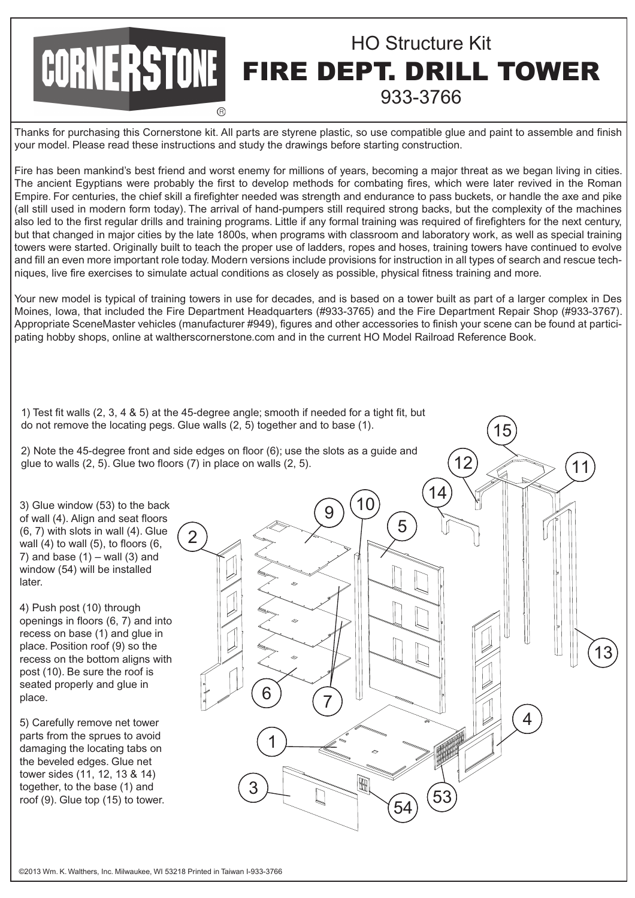CORNERSTONE®

# HO Structure Kit
# FIRE DEPT. DRILL TOWER
## 933-3766

Thanks for purchasing this Cornerstone kit. All parts are styrene plastic, so use compatible glue and paint to assemble and finish your model. Please read these instructions and study the drawings before starting construction.

Fire has been mankind's best friend and worst enemy for millions of years, becoming a major threat as we began living in cities. The ancient Egyptians were probably the first to develop methods for combating fires, which were later revived in the Roman Empire. For centuries, the chief skill a firefighter needed was strength and endurance to pass buckets, or handle the axe and pike (all still used in modern form today). The arrival of hand-pumpers still required strong backs, but the complexity of the machines also led to the first regular drills and training programs. Little if any formal training was required of firefighters for the next century, but that changed in major cities by the late 1800s, when programs with classroom and laboratory work, as well as special training towers were started. Originally built to teach the proper use of ladders, ropes and hoses, training towers have continued to evolve and fill an even more important role today. Modern versions include provisions for instruction in all types of search and rescue techniques, live fire exercises to simulate actual conditions as closely as possible, physical fitness training and more.

Your new model is typical of training towers in use for decades, and is based on a tower built as part of a larger complex in Des Moines, Iowa, that included the Fire Department Headquarters (#933-3765) and the Fire Department Repair Shop (#933-3767). Appropriate SceneMaster vehicles (manufacturer #949), figures and other accessories to finish your scene can be found at participating hobby shops, online at waltherscornerstone.com and in the current HO Model Railroad Reference Book.

1) Test fit walls (2, 3, 4 & 5) at the 45-degree angle; smooth if needed for a tight fit, but do not remove the locating pegs. Glue walls (2, 5) together and to base (1).

2) Note the 45-degree front and side edges on floor (6); use the slots as a guide and glue to walls (2, 5). Glue two floors (7) in place on walls (2, 5).

3) Glue window (53) to the back of wall (4). Align and seat floors (6, 7) with slots in wall (4). Glue wall (4) to wall (5), to floors (6, 7) and base (1) – wall (3) and window (54) will be installed later.

4) Push post (10) through openings in floors (6, 7) and into recess on base (1) and glue in place. Position roof (9) so the recess on the bottom aligns with post (10). Be sure the roof is seated properly and glue in place.

5) Carefully remove net tower parts from the sprues to avoid damaging the locating tabs on the beveled edges. Glue net tower sides (11, 12, 13 & 14) together, to the base (1) and roof (9). Glue top (15) to tower.

15 12 11 14 10 9 5 2 13 4 6 7 1 3 54 53

©2013 Wm. K. Walthers, Inc. Milwaukee, WI 53218 Printed in Taiwan I-933-3766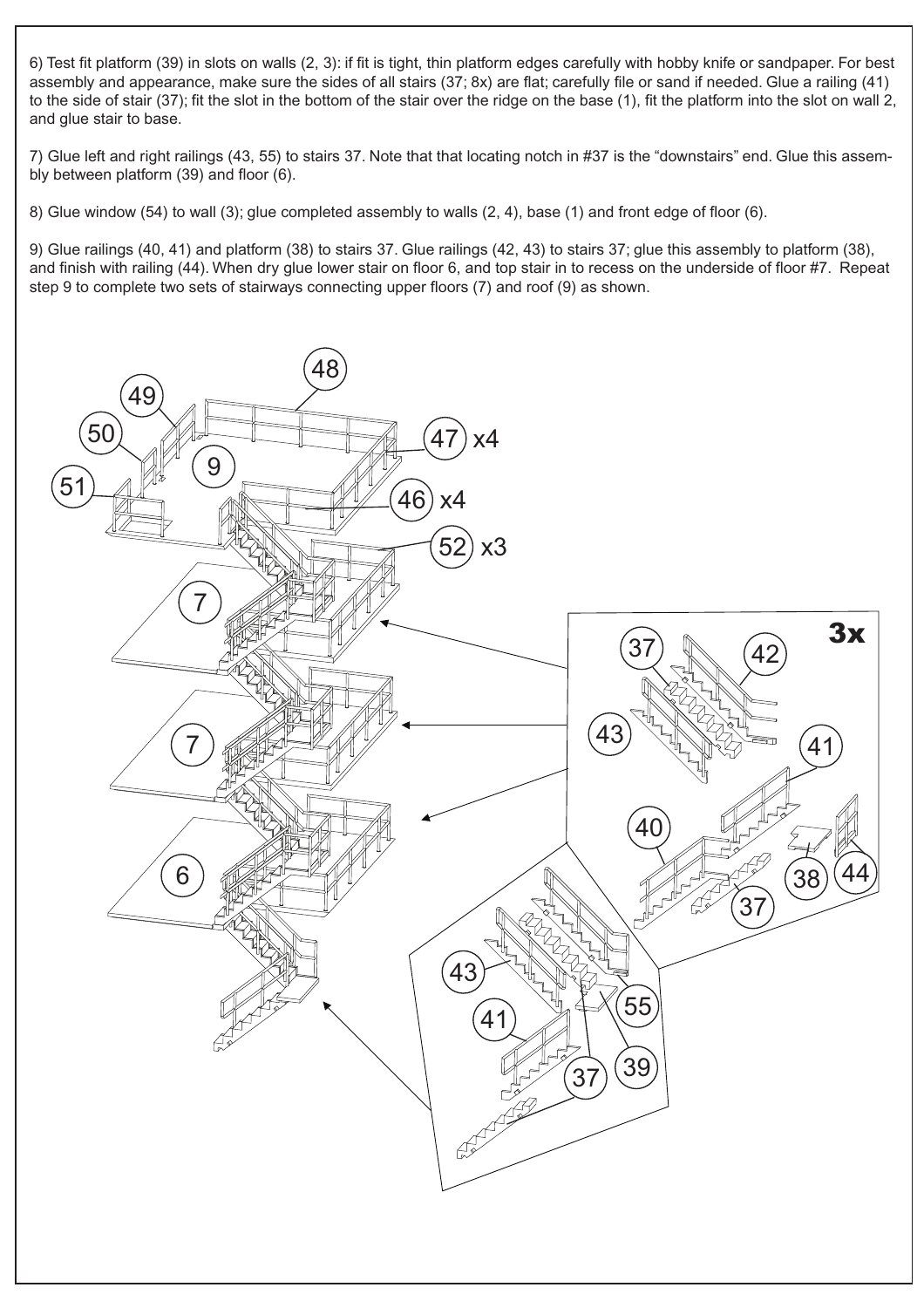6) Test fit platform (39) in slots on walls (2, 3): if fit is tight, thin platform edges carefully with hobby knife or sandpaper. For best assembly and appearance, make sure the sides of all stairs (37; 8x) are flat; carefully file or sand if needed. Glue a railing (41) to the side of stair (37); fit the slot in the bottom of the stair over the ridge on the base (1), fit the platform into the slot on wall 2, and glue stair to base.

7) Glue left and right railings (43, 55) to stairs 37. Note that that locating notch in #37 is the "downstairs" end. Glue this assembly between platform (39) and floor (6).

8) Glue window (54) to wall (3); glue completed assembly to walls (2, 4), base (1) and front edge of floor (6).

9) Glue railings (40, 41) and platform (38) to stairs 37. Glue railings (42, 43) to stairs 37; glue this assembly to platform (38), and finish with railing (44). When dry glue lower stair on floor 6, and top stair in to recess on the underside of floor #7. Repeat step 9 to complete two sets of stairways connecting upper floors (7) and roof (9) as shown.

48
49
50
9
47 x4
51
46 x4
52 x3
7
3x
37
42
7
43
41
40
6
38
44
37
43
55
41
39
37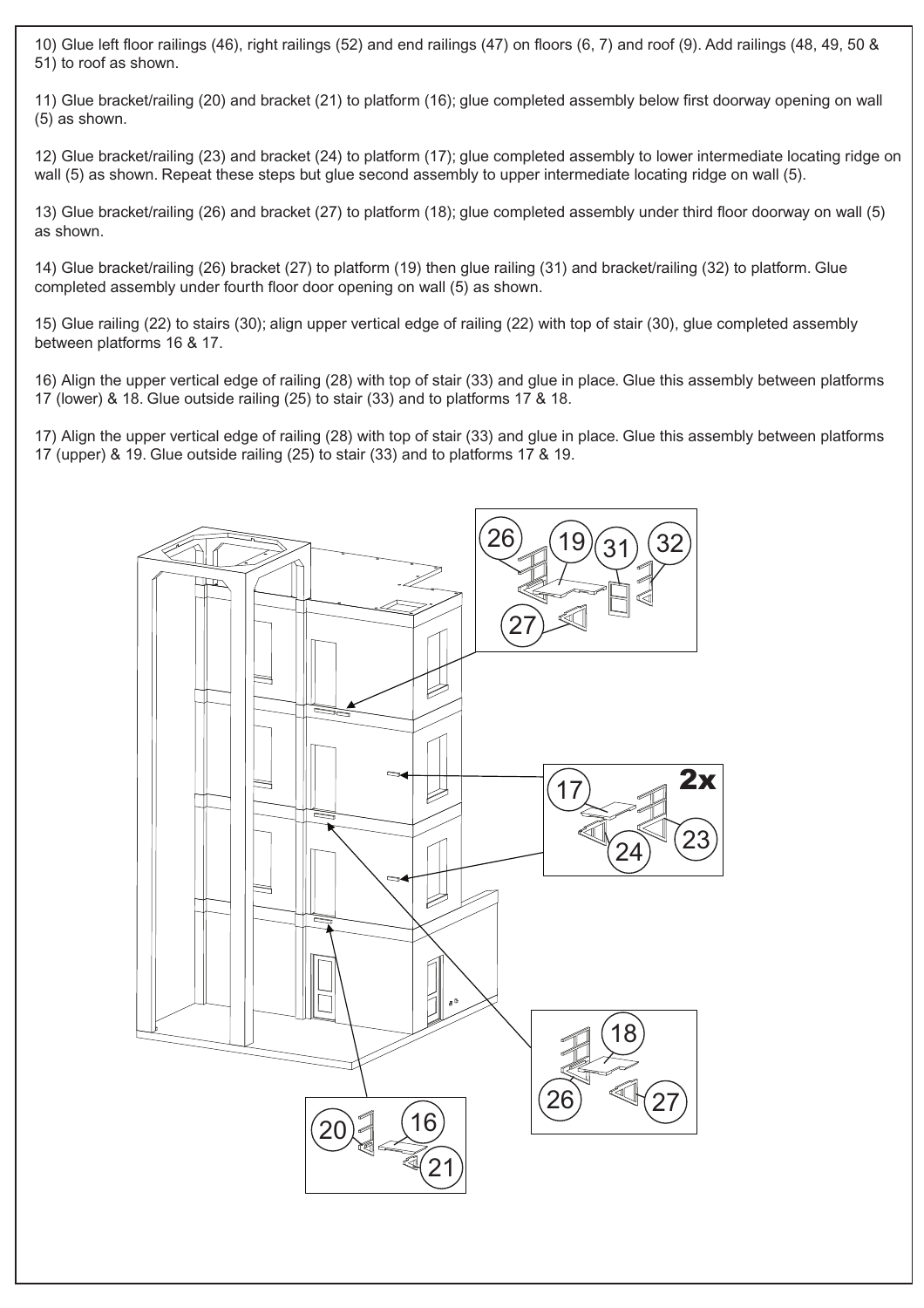10) Glue left floor railings (46), right railings (52) and end railings (47) on floors (6, 7) and roof (9). Add railings (48, 49, 50 & 51) to roof as shown.

11) Glue bracket/railing (20) and bracket (21) to platform (16); glue completed assembly below first doorway opening on wall (5) as shown.

12) Glue bracket/railing (23) and bracket (24) to platform (17); glue completed assembly to lower intermediate locating ridge on wall (5) as shown. Repeat these steps but glue second assembly to upper intermediate locating ridge on wall (5).

13) Glue bracket/railing (26) and bracket (27) to platform (18); glue completed assembly under third floor doorway on wall (5) as shown.

14) Glue bracket/railing (26) bracket (27) to platform (19) then glue railing (31) and bracket/railing (32) to platform. Glue completed assembly under fourth floor door opening on wall (5) as shown.

15) Glue railing (22) to stairs (30); align upper vertical edge of railing (22) with top of stair (30), glue completed assembly between platforms 16 & 17.

16) Align the upper vertical edge of railing (28) with top of stair (33) and glue in place. Glue this assembly between platforms 17 (lower) & 18. Glue outside railing (25) to stair (33) and to platforms 17 & 18.

17) Align the upper vertical edge of railing (28) with top of stair (33) and glue in place. Glue this assembly between platforms 17 (upper) & 19. Glue outside railing (25) to stair (33) and to platforms 17 & 19.

26 19 31 32
27

17 2x
24 23

18
26 27

20 16
21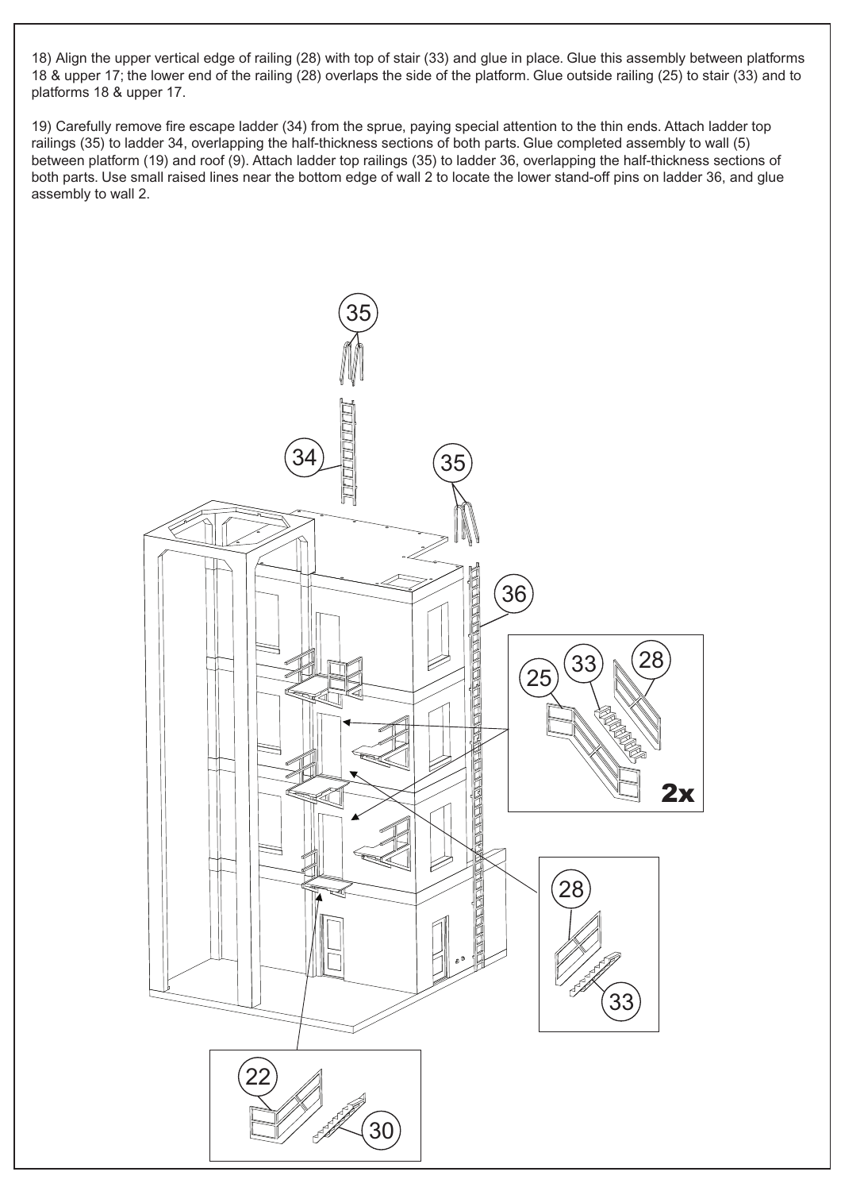18) Align the upper vertical edge of railing (28) with top of stair (33) and glue in place. Glue this assembly between platforms 18 & upper 17; the lower end of the railing (28) overlaps the side of the platform. Glue outside railing (25) to stair (33) and to platforms 18 & upper 17.

19) Carefully remove fire escape ladder (34) from the sprue, paying special attention to the thin ends. Attach ladder top railings (35) to ladder 34, overlapping the half-thickness sections of both parts. Glue completed assembly to wall (5) between platform (19) and roof (9). Attach ladder top railings (35) to ladder 36, overlapping the half-thickness sections of both parts. Use small raised lines near the bottom edge of wall 2 to locate the lower stand-off pins on ladder 36, and glue assembly to wall 2.

35

34

35

36

25 33 28

2x

28

33

22

30